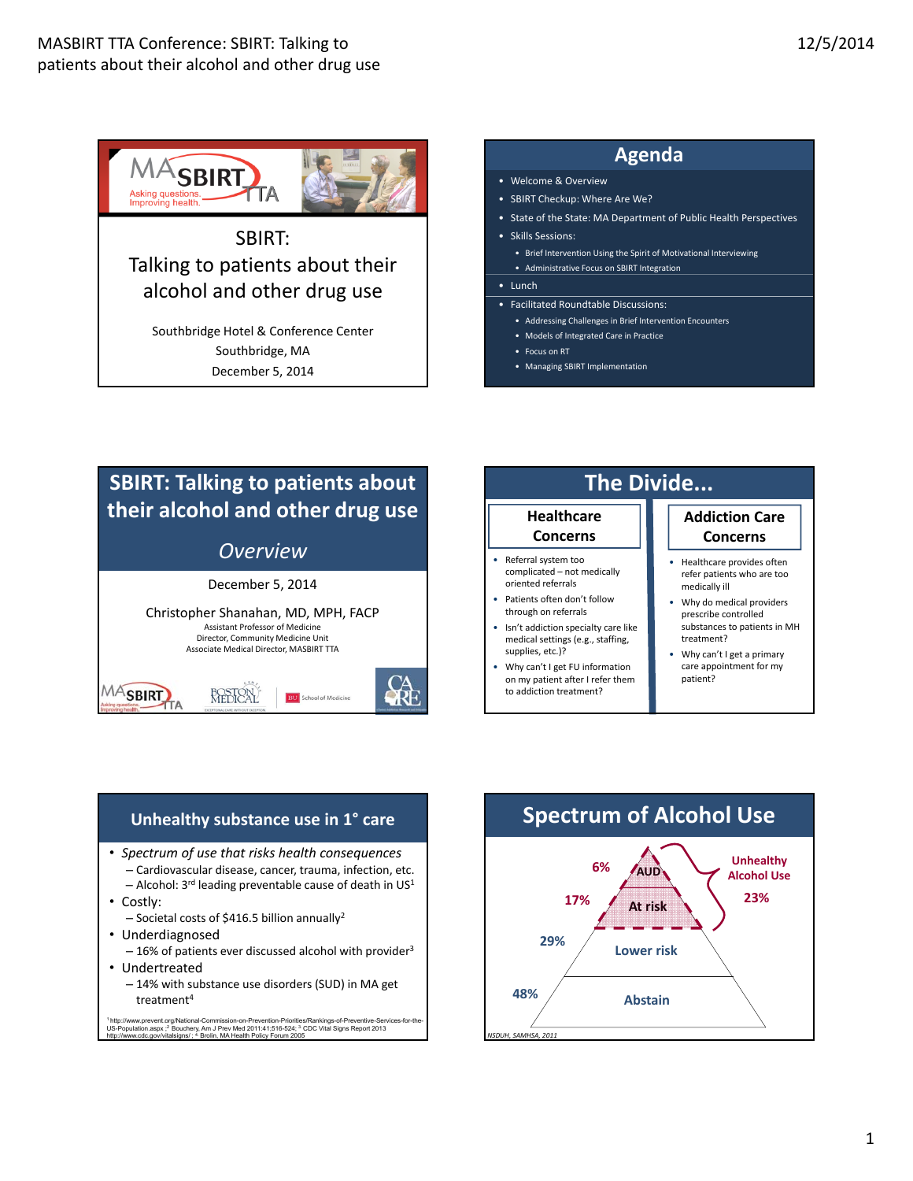## SBIRT: Talking to patients about their alcohol and other drug use

MASBIRT TTA — Asking questions. Improving health.

Southbridge Hotel & Conference Center
Southbridge, MA
December 5, 2014

## Agenda

- Welcome & Overview
- SBIRT Checkup: Where Are We?
- State of the State: MA Department of Public Health Perspectives
- Skills Sessions:
  - Brief Intervention Using the Spirit of Motivational Interviewing
  - Administrative Focus on SBIRT Integration
- Lunch
- Facilitated Roundtable Discussions:
  - Addressing Challenges in Brief Intervention Encounters
  - Models of Integrated Care in Practice
  - Focus on RT
  - Managing SBIRT Implementation

## SBIRT: Talking to patients about their alcohol and other drug use

*Overview*

December 5, 2014

Christopher Shanahan, MD, MPH, FACP
Assistant Professor of Medicine
Director, Community Medicine Unit
Associate Medical Director, MASBIRT TTA

## The Divide...

### Healthcare Concerns

- Referral system too complicated – not medically oriented referrals
- Patients often don't follow through on referrals
- Isn't addiction specialty care like medical settings (e.g., staffing, supplies, etc.)?
- Why can't I get FU information on my patient after I refer them to addiction treatment?

### Addiction Care Concerns

- Healthcare provides often refer patients who are too medically ill
- Why do medical providers prescribe controlled substances to patients in MH treatment?
- Why can't I get a primary care appointment for my patient?

## Unhealthy substance use in 1° care

- *Spectrum of use that risks health consequences*
  - Cardiovascular disease, cancer, trauma, infection, etc.
  - Alcohol: 3rd leading preventable cause of death in US[1]
- Costly:
  - Societal costs of $416.5 billion annually[2]
- Underdiagnosed
  - 16% of patients ever discussed alcohol with provider[3]
- Undertreated
  - 14% with substance use disorders (SUD) in MA get treatment[4]

[1] http://www.prevent.org/National-Commission-on-Prevention-Priorities/Rankings-of-Preventive-Services-for-the-US-Population.aspx ;[2] Bouchery, Am J Prev Med 2011;41:516-524; [3] CDC Vital Signs Report 2013 http://www.cdc.gov/vitalsigns/ ; [4] Brolin, MA Health Policy Forum 2005

## Spectrum of Alcohol Use

6% AUD
17% At risk
29% Lower risk
48% Abstain

Unhealthy Alcohol Use 23%

NSDUH, SAMHSA, 2011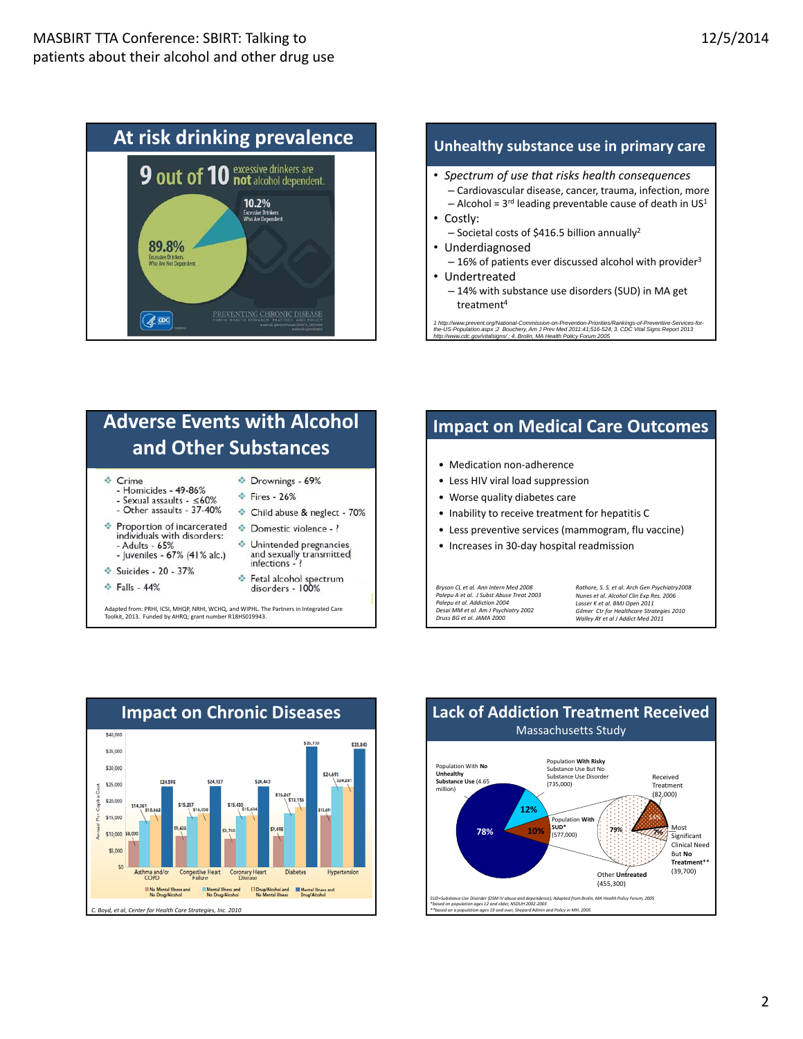## At risk drinking prevalence

9 out of 10 excessive drinkers are not alcohol dependent.

10.2%
Excessive Drinkers Who Are Dependent

89.8%
Excessive Drinkers Who Are Not Dependent

CDC

PREVENTING CHRONIC DISEASE
PUBLIC HEALTH RESEARCH, PRACTICE, AND POLICY

## Unhealthy substance use in primary care

- *Spectrum of use that risks health consequences*
  - Cardiovascular disease, cancer, trauma, infection, more
  - Alcohol = 3rd leading preventable cause of death in US[1]
- Costly:
  - Societal costs of $416.5 billion annually[2]
- Underdiagnosed
  - 16% of patients ever discussed alcohol with provider[3]
- Undertreated
  - 14% with substance use disorders (SUD) in MA get treatment[4]

*1 http://www.prevent.org/National-Commission-on-Prevention-Priorities/Rankings-of-Preventive-Services-for-the-US-Population.aspx ;2 Bouchery, Am J Prev Med 2011;41:516-524; 3. CDC Vital Signs Report 2013 http://www.cdc.gov/vitalsigns/ ; 4. Brolin, MA Health Policy Forum 2005*

## Adverse Events with Alcohol and Other Substances

- Crime
  - Homicides - 49-86%
  - Sexual assaults - ≤60%
  - Other assaults - 37-40%
- Proportion of incarcerated individuals with disorders:
  - Adults - 65%
  - Juveniles - 67% (41% alc.)
- Suicides - 20 - 37%
- Falls - 44%
- Drownings - 69%
- Fires - 26%
- Child abuse & neglect - 70%
- Domestic violence - ?
- Unintended pregnancies and sexually transmitted infections - ?
- Fetal alcohol spectrum disorders - 100%

Adapted from: PRHI, ICSI, MHQP, NRHI, WCHQ, and WIPHL. The Partners in Integrated Care Toolkit, 2013. Funded by AHRQ; grant number R18HS019943.

## Impact on Medical Care Outcomes

- Medication non-adherence
- Less HIV viral load suppression
- Worse quality diabetes care
- Inability to receive treatment for hepatitis C
- Less preventive services (mammogram, flu vaccine)
- Increases in 30-day hospital readmission

*Bryson CL et al. Ann Intern Med 2008*
*Palepu A et al. J Subst Abuse Treat 2003*
*Palepu et al. Addiction 2004*
*Desai MM et al. Am J Psychiatry 2002*
*Druss BG et al. JAMA 2000*
*Rathore, S. S. et al. Arch Gen Psychiatry2008*
*Nunes et al. Alcohol Clin Exp Res. 2006*
*Lasser K et al. BMJ Open 2011*
*Gilmer Ctr for Healthcare Strategies 2010*
*Walley AY et al J Addict Med 2011*

## Impact on Chronic Diseases

Annual Per Capita Cost

$40,000
$35,000
$30,000
$25,000
$20,000
$15,000
$10,000
$5,000
$0

Asthma and/or COPD: $8,000; $14,081; $15,862; $24,598
Congestive Heart Failure: $9,488; $15,257; $16,058; $24,927
Coronary Heart Disease: $3,788; $15,430; $15,634; $24,443
Diabetes: $9,498; $16,247; $18,156; $36,770
Hypertension: $15,691; $24,693; $24,281; $35,840

No Mental Illness and No Drug/Alcohol; Mental Illness and No Drug/Alcohol; Drug/Alcohol and No Mental Illness; Mental Illness and Drug/Alcohol

*C. Boyd, et al, Center for Health Care Strategies, Inc. 2010*

## Lack of Addiction Treatment Received

Massachusetts Study

Population With **No Unhealthy Substance Use** (4.65 million)
78%

Population **With Risky** Substance Use But No Substance Use Disorder (735,000)
12%

Population **With SUD*** (577,000)
10%

Received Treatment (82,000)
14%

Most Significant Clinical Need But **No Treatment**** (39,700)
7%

Other **Untreated** (455,300)
79%

*SUD=Substance Use Disorder (DSM IV abuse and dependence); Adapted from Brolin, MA Health Policy Forum, 2005*
*\*based on population ages 12 and older, NSDUH 2002-2003*
*\*\*based on a population ages 19 and over, Shepard Admin and Policy in MH, 2005*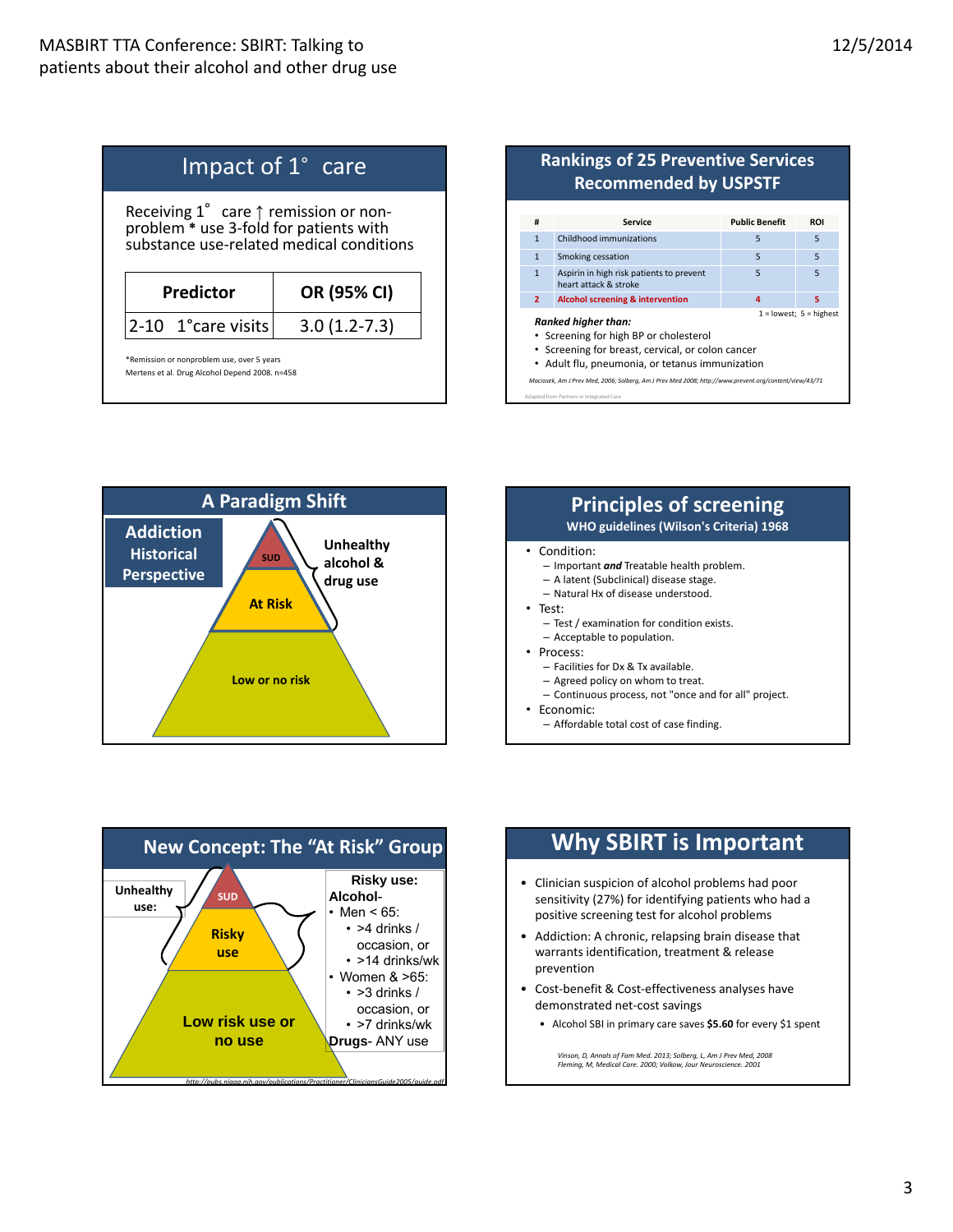## Impact of 1° care

Receiving 1° care ↑ remission or non-problem * use 3-fold for patients with substance use-related medical conditions

| Predictor | OR (95% CI) |
| --- | --- |
| 2-10 1°care visits | 3.0 (1.2-7.3) |

*Remission or nonproblem use, over 5 years

Mertens et al. Drug Alcohol Depend 2008. n=458

## Rankings of 25 Preventive Services Recommended by USPSTF

| # | Service | Public Benefit | ROI |
| --- | --- | --- | --- |
| 1 | Childhood immunizations | 5 | 5 |
| 1 | Smoking cessation | 5 | 5 |
| 1 | Aspirin in high risk patients to prevent heart attack & stroke | 5 | 5 |
| 2 | Alcohol screening & intervention | 4 | 5 |

1 = lowest; 5 = highest

***Ranked higher than:***

- Screening for high BP or cholesterol
- Screening for breast, cervical, or colon cancer
- Adult flu, pneumonia, or tetanus immunization

*Maciosek, Am J Prev Med, 2006; Solberg, Am J Prev Med 2008; http://www.prevent.org/content/view/43/71*

Adapted from Partners in Integrated Care

## A Paradigm Shift

**Addiction Historical Perspective**

- SUD
- At Risk
- Low or no risk

Unhealthy alcohol & drug use

## Principles of screening

**WHO guidelines (Wilson's Criteria) 1968**

- Condition:
  - Important ***and*** Treatable health problem.
  - A latent (Subclinical) disease stage.
  - Natural Hx of disease understood.
- Test:
  - Test / examination for condition exists.
  - Acceptable to population.
- Process:
  - Facilities for Dx & Tx available.
  - Agreed policy on whom to treat.
  - Continuous process, not "once and for all" project.
- Economic:
  - Affordable total cost of case finding.

## New Concept: The "At Risk" Group

Unhealthy use:

- SUD
- Risky use
- Low risk use or no use

**Risky use:**

**Alcohol-**

- Men < 65:
  - >4 drinks / occasion, or
  - >14 drinks/wk
- Women & >65:
  - >3 drinks / occasion, or
  - >7 drinks/wk

**Drugs**- ANY use

http://pubs.niaaa.nih.gov/publications/Practitioner/CliniciansGuide2005/guide.pdf

## Why SBIRT is Important

- Clinician suspicion of alcohol problems had poor sensitivity (27%) for identifying patients who had a positive screening test for alcohol problems
- Addiction: A chronic, relapsing brain disease that warrants identification, treatment & release prevention
- Cost-benefit & Cost-effectiveness analyses have demonstrated net-cost savings
  - Alcohol SBI in primary care saves **$5.60** for every $1 spent

*Vinson, D, Annals of Fam Med. 2013; Solberg, L, Am J Prev Med, 2008*
*Fleming, M, Medical Care. 2000; Volkow, Jour Neuroscience. 2001*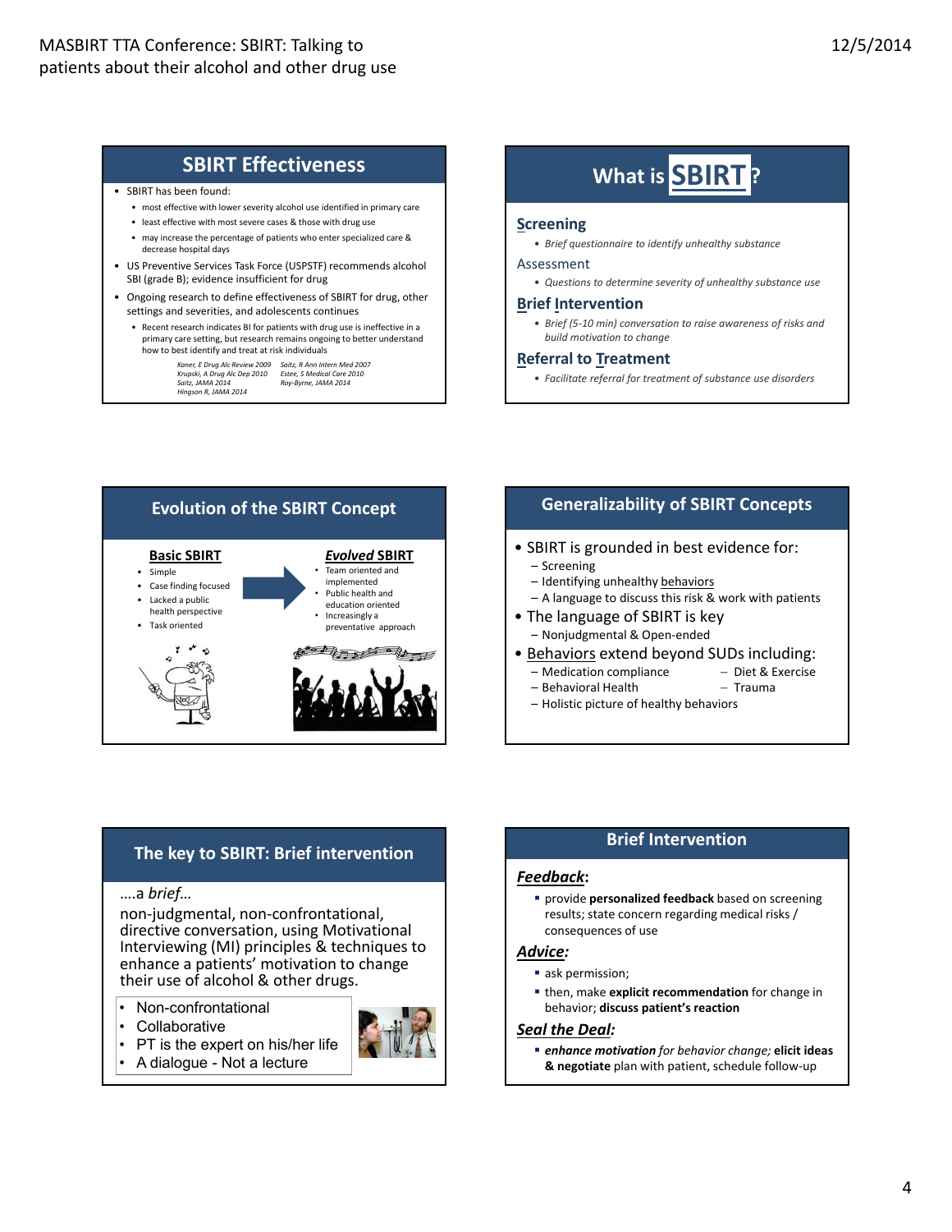## SBIRT Effectiveness

- SBIRT has been found:
  - most effective with lower severity alcohol use identified in primary care
  - least effective with most severe cases & those with drug use
  - may increase the percentage of patients who enter specialized care & decrease hospital days
- US Preventive Services Task Force (USPSTF) recommends alcohol SBI (grade B); evidence insufficient for drug
- Ongoing research to define effectiveness of SBIRT for drug, other settings and severities, and adolescents continues
  - Recent research indicates BI for patients with drug use is ineffective in a primary care setting, but research remains ongoing to better understand how to best identify and treat at risk individuals

*Kaner, E Drug Alc Review 2009*
*Krupski, A Drug Alc Dep 2010*
*Saitz, JAMA 2014*
*Hingson R, JAMA 2014*
*Saitz, R Ann Intern Med 2007*
*Estee, S Medical Care 2010*
*Roy-Byrne, JAMA 2014*

## What is SBIRT?

**Screening**

- *Brief questionnaire to identify unhealthy substance*

Assessment

- *Questions to determine severity of unhealthy substance use*

**Brief Intervention**

- *Brief (5-10 min) conversation to raise awareness of risks and build motivation to change*

**Referral to Treatment**

- *Facilitate referral for treatment of substance use disorders*

## Evolution of the SBIRT Concept

**Basic SBIRT**

- Simple
- Case finding focused
- Lacked a public health perspective
- Task oriented

***Evolved* SBIRT**

- Team oriented and implemented
- Public health and education oriented
- Increasingly a preventative approach

## Generalizability of SBIRT Concepts

- SBIRT is grounded in best evidence for:
  - Screening
  - Identifying unhealthy behaviors
  - A language to discuss this risk & work with patients
- The language of SBIRT is key
  - Nonjudgmental & Open-ended
- Behaviors extend beyond SUDs including:
  - Medication compliance
  - Diet & Exercise
  - Behavioral Health
  - Trauma
  - Holistic picture of healthy behaviors

## The key to SBIRT: Brief intervention

....a *brief*...

non-judgmental, non-confrontational, directive conversation, using Motivational Interviewing (MI) principles & techniques to enhance a patients' motivation to change their use of alcohol & other drugs.

- Non-confrontational
- Collaborative
- PT is the expert on his/her life
- A dialogue - Not a lecture

## Brief Intervention

***Feedback*:**

- provide **personalized feedback** based on screening results; state concern regarding medical risks / consequences of use

***Advice:***

- ask permission;
- then, make **explicit recommendation** for change in behavior; **discuss patient's reaction**

***Seal the Deal:***

- ***enhance motivation*** *for behavior change;* **elicit ideas & negotiate** plan with patient, schedule follow-up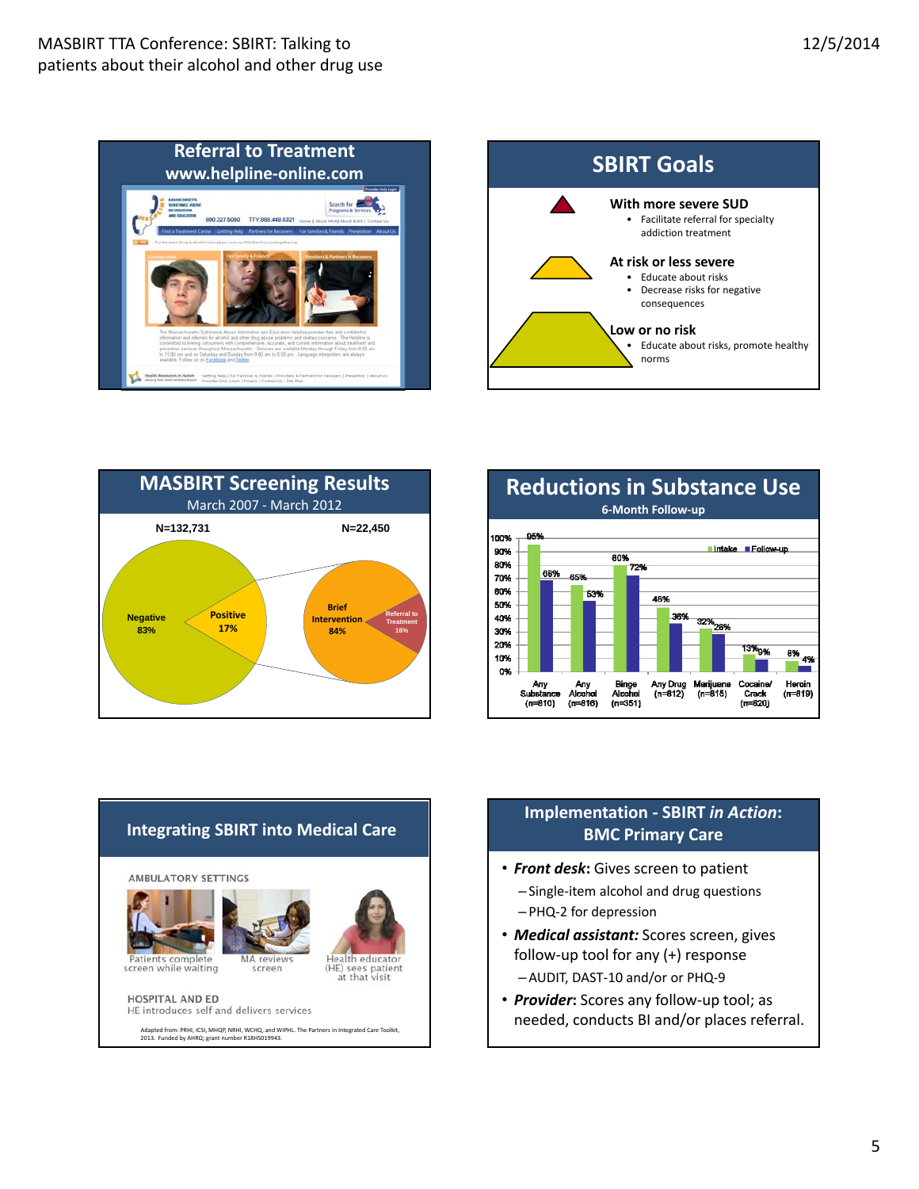## Referral to Treatment

www.helpline-online.com

## SBIRT Goals

**With more severe SUD**

- Facilitate referral for specialty addiction treatment

**At risk or less severe**

- Educate about risks
- Decrease risks for negative consequences

**Low or no risk**

- Educate about risks, promote healthy norms

## MASBIRT Screening Results

March 2007 - March 2012

N=132,731

N=22,450

Negative 83%

Positive 17%

Brief Intervention 84%

Referral to Treatment 16%

## Reductions in Substance Use

6-Month Follow-up

Intake ■ Follow-up

Any Substance (n=810): 95%, 68%

Any Alcohol (n=816): 65%, 53%

Binge Alcohol (n=351): 80%, 72%

Any Drug (n=812): 48%, 36%

Marijuana (n=815): 32%, 28%

Cocaine/ Crack (n=820): 13%, 9%

Heroin (n=819): 8%, 4%

## Integrating SBIRT into Medical Care

AMBULATORY SETTINGS

Patients complete screen while waiting

MA reviews screen

Health educator (HE) sees patient at that visit

HOSPITAL AND ED

HE introduces self and delivers services

Adapted from: PRHI, ICSI, MHQP, NRHI, WCHQ, and WIPHL. The Partners in Integrated Care Toolkit, 2013. Funded by AHRQ; grant number R18HS019943.

## Implementation - SBIRT *in Action*: BMC Primary Care

- ***Front desk***: Gives screen to patient
  - Single-item alcohol and drug questions
  - PHQ-2 for depression
- ***Medical assistant:*** Scores screen, gives follow-up tool for any (+) response
  - AUDIT, DAST-10 and/or or PHQ-9
- ***Provider***: Scores any follow-up tool; as needed, conducts BI and/or places referral.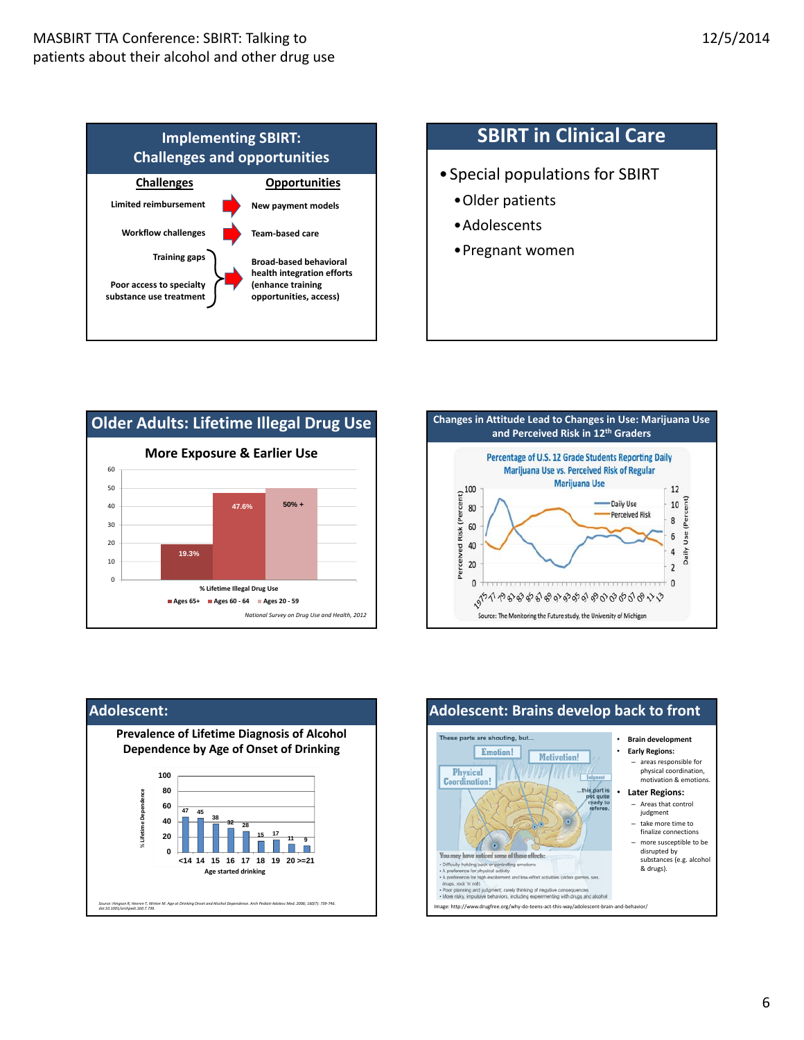## Implementing SBIRT: Challenges and opportunities

| Challenges | Opportunities |
|---|---|
| Limited reimbursement | New payment models |
| Workflow challenges | Team-based care |
| Training gaps; Poor access to specialty substance use treatment | Broad-based behavioral health integration efforts (enhance training opportunities, access) |

## SBIRT in Clinical Care

- Special populations for SBIRT
  - Older patients
  - Adolescents
  - Pregnant women

## Older Adults: Lifetime Illegal Drug Use

More Exposure & Earlier Use

60
50
40
30
20
10
0

19.3%
47.6%
50% +

% Lifetime Illegal Drug Use

Ages 65+ | Ages 60 - 64 | Ages 20 - 59

*National Survey on Drug Use and Health, 2012*

## Changes in Attitude Lead to Changes in Use: Marijuana Use and Perceived Risk in 12th Graders

Percentage of U.S. 12 Grade Students Reporting Daily Marijuana Use vs. Perceived Risk of Regular Marijuana Use

Perceived Risk (Percent): 100, 80, 60, 40, 20, 0

Daily Use (Percent): 12, 10, 8, 6, 4, 2, 0

Daily Use
Perceived Risk

1975, 77, 79, 81, 83, 85, 87, 89, 91, 93, 95, 97, 99, 01, 03, 05, 07, 09, 11, 13

Source: The Monitoring the Future study, the University of Michigan

## Adolescent:

Prevalence of Lifetime Diagnosis of Alcohol Dependence by Age of Onset of Drinking

% Lifetime Dependence: 100, 80, 60, 40, 20, 0

47, 45, 38, 32, 28, 15, 17, 11, 9

Age started drinking: <14, 14, 15, 16, 17, 18, 19, 20, >=21

Source: Hingson R, Heeren T, Winter M. Age at Drinking Onset and Alcohol Dependence. Arch Pediatr Adolesc Med. 2006; 160(7): 739-746. doi:10.1001/archpedi.160.7.739.

## Adolescent: Brains develop back to front

These parts are shouting, but...
Emotion!
Motivation!
Physical Coordination!
Judgment
...this part is not quite ready to referee.

You may have noticed some of these effects:
- Difficulty holding back or controlling emotions
- A preference for physical activity
- A preference for high-excitement and low-effort activities (video games, sex, drugs, rock 'n' roll)
- Poor planning and judgment; rarely thinking of negative consequences
- More risky, impulsive behaviors, including experimenting with drugs and alcohol

- Brain development
- Early Regions:
  - areas responsible for physical coordination, motivation & emotions.
- Later Regions:
  - Areas that control judgment
  - take more time to finalize connections
  - more susceptible to be disrupted by substances (e.g. alcohol & drugs).

Image: http://www.drugfree.org/why-do-teens-act-this-way/adolescent-brain-and-behavior/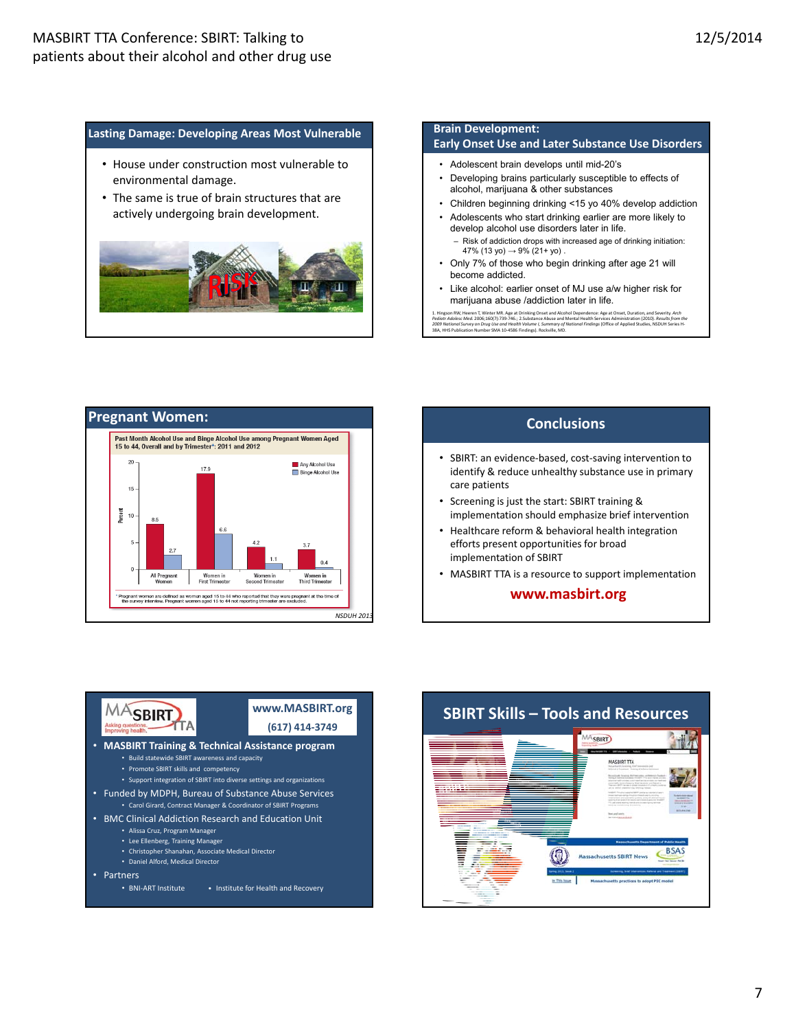## Lasting Damage: Developing Areas Most Vulnerable

- House under construction most vulnerable to environmental damage.
- The same is true of brain structures that are actively undergoing brain development.

RISK

## Brain Development: Early Onset Use and Later Substance Use Disorders

- Adolescent brain develops until mid-20's
- Developing brains particularly susceptible to effects of alcohol, marijuana & other substances
- Children beginning drinking <15 yo 40% develop addiction
- Adolescents who start drinking earlier are more likely to develop alcohol use disorders later in life.
  - Risk of addiction drops with increased age of drinking initiation: 47% (13 yo) → 9% (21+ yo) .
- Only 7% of those who begin drinking after age 21 will become addicted.
- Like alcohol: earlier onset of MJ use a/w higher risk for marijuana abuse /addiction later in life.

1. Hingson RW, Heeren T, Winter MR. Age at Drinking Onset and Alcohol Dependence: Age at Onset, Duration, and Severity. *Arch Pediatr Adolesc Med.* 2006;160(7):739-746.; 2.Substance Abuse and Mental Health Services Administration (2010). *Results from the 2009 National Survey on Drug Use and Health Volume I, Summary of National Findings* (Office of Applied Studies, NSDUH Series H-38A, HHS Publication Number SMA 10-4586 Findings). Rockville, MD.

## Pregnant Women:

**Past Month Alcohol Use and Binge Alcohol Use among Pregnant Women Aged 15 to 44, Overall and by Trimester\*: 2011 and 2012**

| Percent | Any Alcohol Use | Binge Alcohol Use |
|---|---|---|
| All Pregnant Women | 8.5 | 2.7 |
| Women in First Trimester | 17.9 | 6.6 |
| Women in Second Trimester | 4.2 | 1.1 |
| Women in Third Trimester | 3.7 | 0.4 |

\* Pregnant women are defined as women aged 15 to 44 who reported that they were pregnant at the time of the survey interview. Pregnant women aged 15 to 44 not reporting trimester are excluded.

*NSDUH 2013*

## Conclusions

- SBIRT: an evidence-based, cost-saving intervention to identify & reduce unhealthy substance use in primary care patients
- Screening is just the start: SBIRT training & implementation should emphasize brief intervention
- Healthcare reform & behavioral health integration efforts present opportunities for broad implementation of SBIRT
- MASBIRT TTA is a resource to support implementation

**www.masbirt.org**

## MASBIRT TTA

Asking questions. Improving health.

**www.MASBIRT.org**
**(617) 414-3749**

- **MASBIRT Training & Technical Assistance program**
  - Build statewide SBIRT awareness and capacity
  - Promote SBIRT skills and competency
  - Support integration of SBIRT into diverse settings and organizations
- Funded by MDPH, Bureau of Substance Abuse Services
  - Carol Girard, Contract Manager & Coordinator of SBIRT Programs
- BMC Clinical Addiction Research and Education Unit
  - Alissa Cruz, Program Manager
  - Lee Ellenberg, Training Manager
  - Christopher Shanahan, Associate Medical Director
  - Daniel Alford, Medical Director
- Partners
  - BNI-ART Institute
  - Institute for Health and Recovery

## SBIRT Skills – Tools and Resources

MASBIRT TTA

Massachusetts SBIRT News

BSAS

Massachusetts practices to adopt PIC model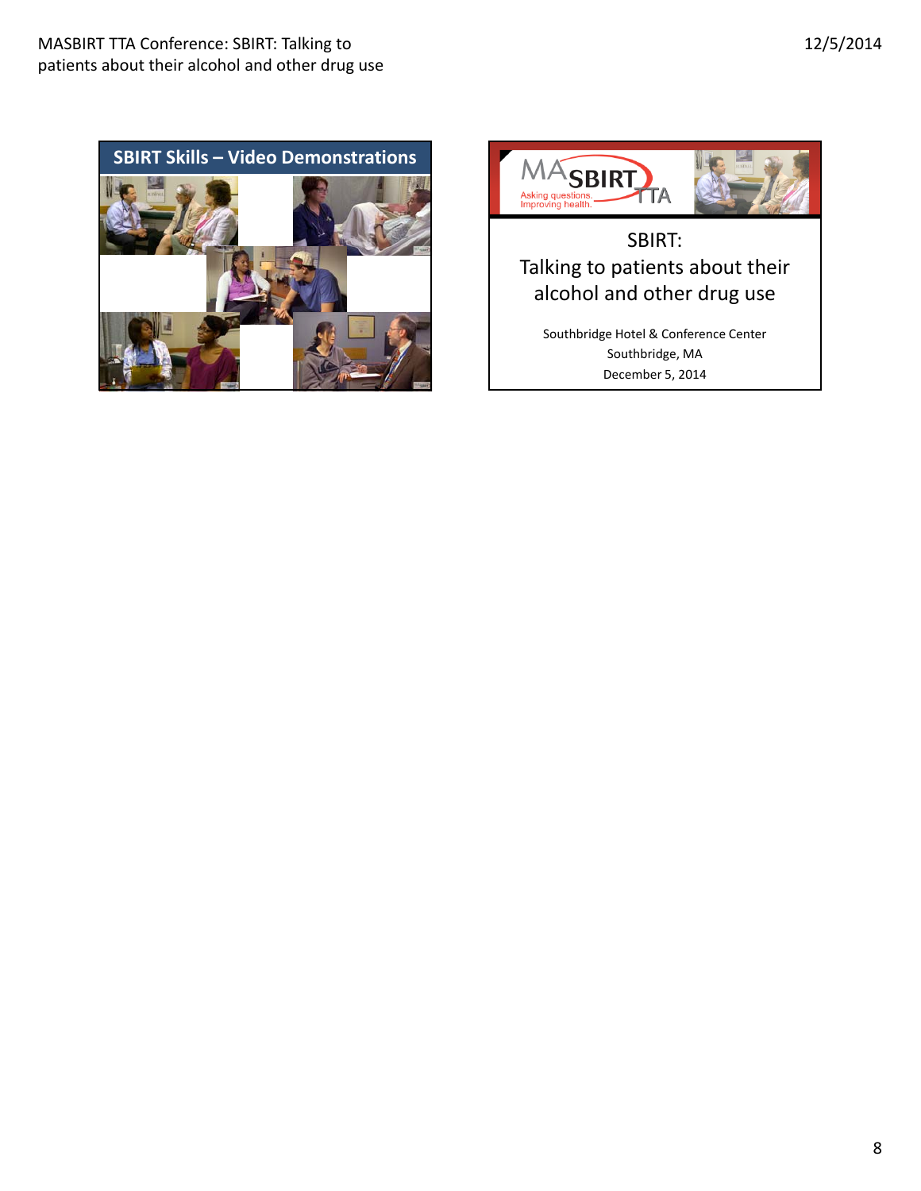## SBIRT Skills – Video Demonstrations

MASBIRT TTA
Asking questions. Improving health.

## SBIRT: Talking to patients about their alcohol and other drug use

Southbridge Hotel & Conference Center
Southbridge, MA
December 5, 2014